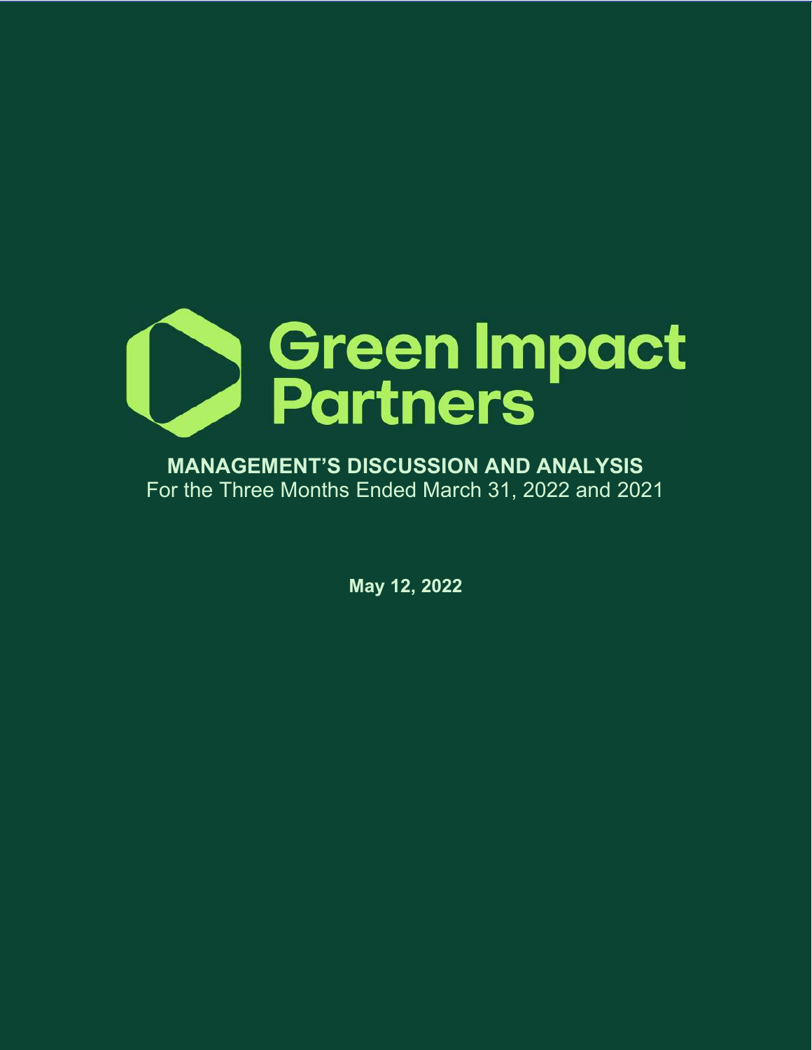# Green Impact Partners

## MANAGEMENT'S DISCUSSION AND ANALYSIS

For the Three Months Ended March 31, 2022 and 2021

**May 12, 2022**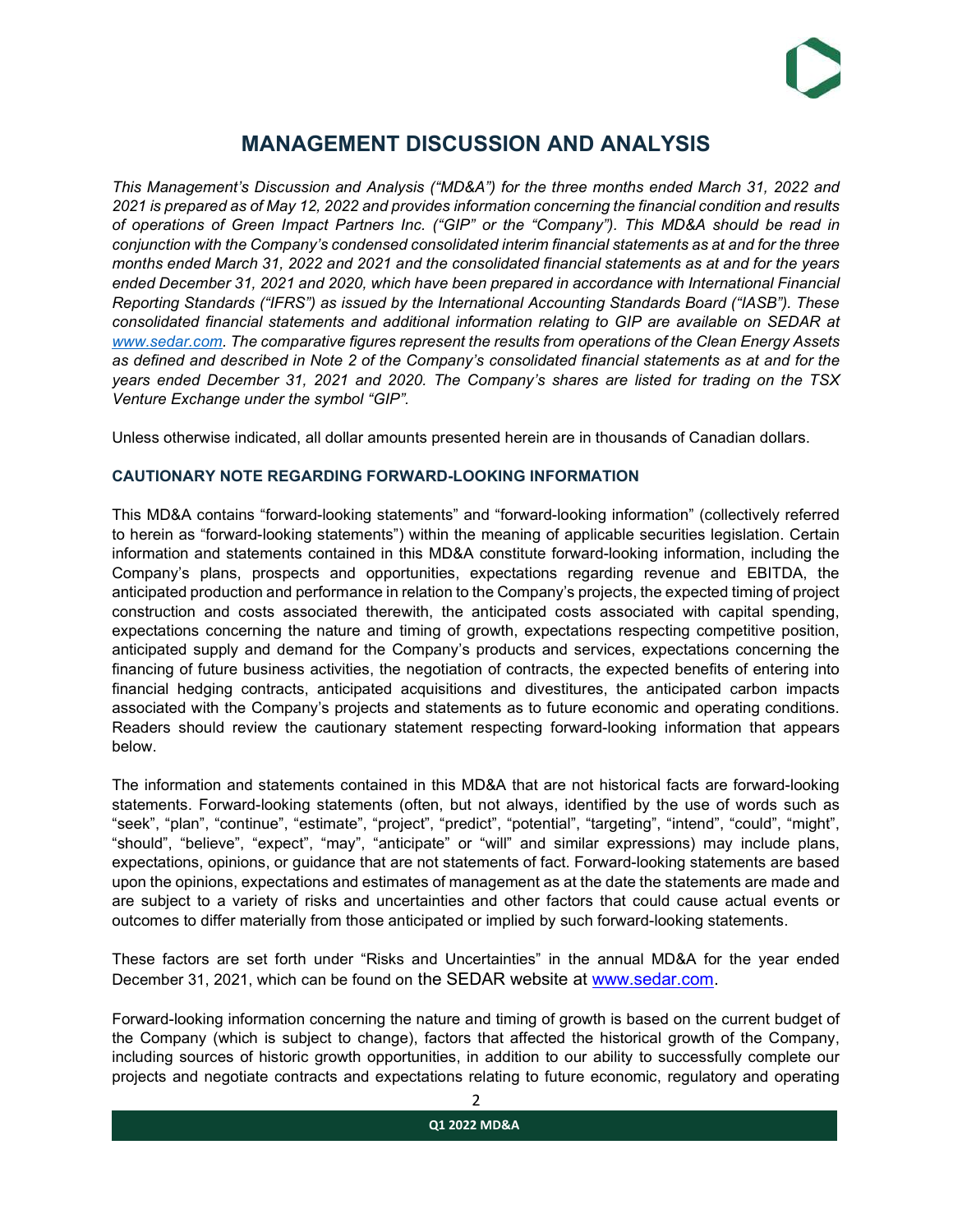# MANAGEMENT DISCUSSION AND ANALYSIS

*This Management's Discussion and Analysis ("MD&A") for the three months ended March 31, 2022 and 2021 is prepared as of May 12, 2022 and provides information concerning the financial condition and results of operations of Green Impact Partners Inc. ("GIP" or the "Company"). This MD&A should be read in conjunction with the Company's condensed consolidated interim financial statements as at and for the three months ended March 31, 2022 and 2021 and the consolidated financial statements as at and for the years ended December 31, 2021 and 2020, which have been prepared in accordance with International Financial Reporting Standards ("IFRS") as issued by the International Accounting Standards Board ("IASB"). These consolidated financial statements and additional information relating to GIP are available on SEDAR at [www.sedar.com](http://www.sedar.com). The comparative figures represent the results from operations of the Clean Energy Assets as defined and described in Note 2 of the Company's consolidated financial statements as at and for the years ended December 31, 2021 and 2020. The Company's shares are listed for trading on the TSX Venture Exchange under the symbol "GIP".*

Unless otherwise indicated, all dollar amounts presented herein are in thousands of Canadian dollars.

### CAUTIONARY NOTE REGARDING FORWARD-LOOKING INFORMATION

This MD&A contains "forward-looking statements" and "forward-looking information" (collectively referred to herein as "forward-looking statements") within the meaning of applicable securities legislation. Certain information and statements contained in this MD&A constitute forward-looking information, including the Company's plans, prospects and opportunities, expectations regarding revenue and EBITDA, the anticipated production and performance in relation to the Company's projects, the expected timing of project construction and costs associated therewith, the anticipated costs associated with capital spending, expectations concerning the nature and timing of growth, expectations respecting competitive position, anticipated supply and demand for the Company's products and services, expectations concerning the financing of future business activities, the negotiation of contracts, the expected benefits of entering into financial hedging contracts, anticipated acquisitions and divestitures, the anticipated carbon impacts associated with the Company's projects and statements as to future economic and operating conditions. Readers should review the cautionary statement respecting forward-looking information that appears below.

The information and statements contained in this MD&A that are not historical facts are forward-looking statements. Forward-looking statements (often, but not always, identified by the use of words such as "seek", "plan", "continue", "estimate", "project", "predict", "potential", "targeting", "intend", "could", "might", "should", "believe", "expect", "may", "anticipate" or "will" and similar expressions) may include plans, expectations, opinions, or guidance that are not statements of fact. Forward-looking statements are based upon the opinions, expectations and estimates of management as at the date the statements are made and are subject to a variety of risks and uncertainties and other factors that could cause actual events or outcomes to differ materially from those anticipated or implied by such forward-looking statements.

These factors are set forth under "Risks and Uncertainties" in the annual MD&A for the year ended December 31, 2021, which can be found on the SEDAR website at [www.sedar.com](http://www.sedar.com).

Forward-looking information concerning the nature and timing of growth is based on the current budget of the Company (which is subject to change), factors that affected the historical growth of the Company, including sources of historic growth opportunities, in addition to our ability to successfully complete our projects and negotiate contracts and expectations relating to future economic, regulatory and operating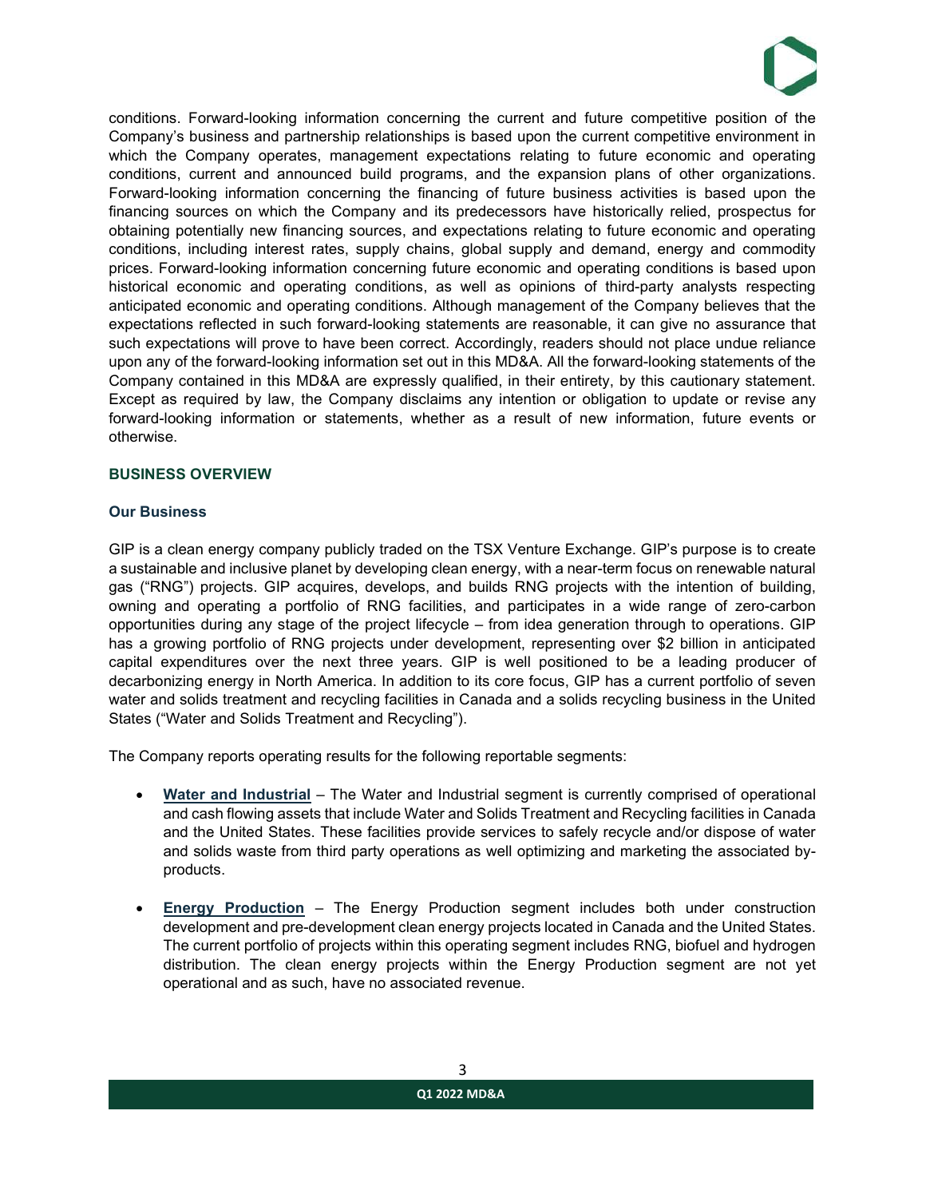conditions. Forward-looking information concerning the current and future competitive position of the Company's business and partnership relationships is based upon the current competitive environment in which the Company operates, management expectations relating to future economic and operating conditions, current and announced build programs, and the expansion plans of other organizations. Forward-looking information concerning the financing of future business activities is based upon the financing sources on which the Company and its predecessors have historically relied, prospectus for obtaining potentially new financing sources, and expectations relating to future economic and operating conditions, including interest rates, supply chains, global supply and demand, energy and commodity prices. Forward-looking information concerning future economic and operating conditions is based upon historical economic and operating conditions, as well as opinions of third-party analysts respecting anticipated economic and operating conditions. Although management of the Company believes that the expectations reflected in such forward-looking statements are reasonable, it can give no assurance that such expectations will prove to have been correct. Accordingly, readers should not place undue reliance upon any of the forward-looking information set out in this MD&A. All the forward-looking statements of the Company contained in this MD&A are expressly qualified, in their entirety, by this cautionary statement. Except as required by law, the Company disclaims any intention or obligation to update or revise any forward-looking information or statements, whether as a result of new information, future events or otherwise.

## BUSINESS OVERVIEW

### Our Business

GIP is a clean energy company publicly traded on the TSX Venture Exchange. GIP's purpose is to create a sustainable and inclusive planet by developing clean energy, with a near-term focus on renewable natural gas ("RNG") projects. GIP acquires, develops, and builds RNG projects with the intention of building, owning and operating a portfolio of RNG facilities, and participates in a wide range of zero-carbon opportunities during any stage of the project lifecycle – from idea generation through to operations. GIP has a growing portfolio of RNG projects under development, representing over $2 billion in anticipated capital expenditures over the next three years. GIP is well positioned to be a leading producer of decarbonizing energy in North America. In addition to its core focus, GIP has a current portfolio of seven water and solids treatment and recycling facilities in Canada and a solids recycling business in the United States ("Water and Solids Treatment and Recycling").

The Company reports operating results for the following reportable segments:

- **Water and Industrial** – The Water and Industrial segment is currently comprised of operational and cash flowing assets that include Water and Solids Treatment and Recycling facilities in Canada and the United States. These facilities provide services to safely recycle and/or dispose of water and solids waste from third party operations as well optimizing and marketing the associated by-products.

- **Energy Production** – The Energy Production segment includes both under construction development and pre-development clean energy projects located in Canada and the United States. The current portfolio of projects within this operating segment includes RNG, biofuel and hydrogen distribution. The clean energy projects within the Energy Production segment are not yet operational and as such, have no associated revenue.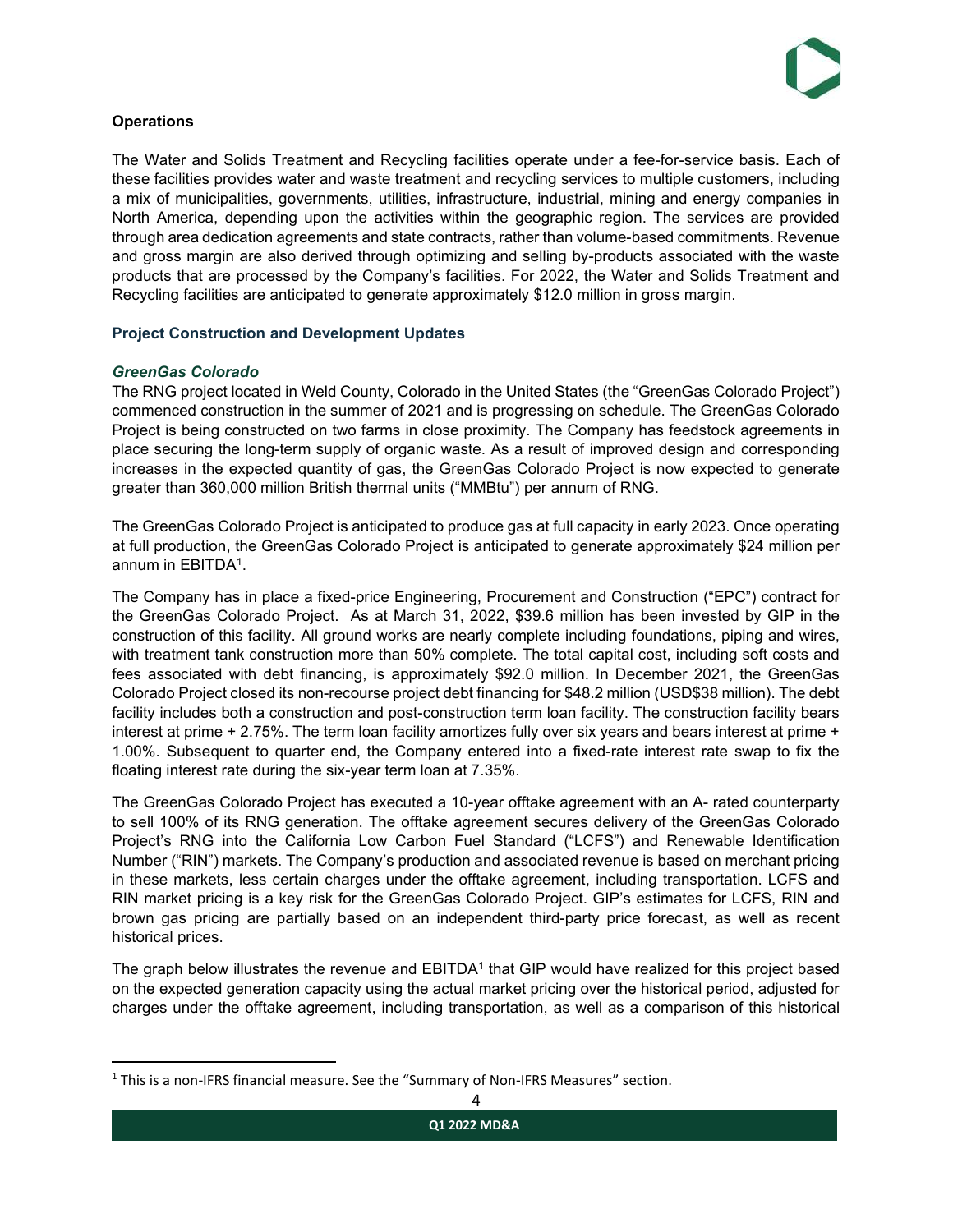## Operations

The Water and Solids Treatment and Recycling facilities operate under a fee-for-service basis. Each of these facilities provides water and waste treatment and recycling services to multiple customers, including a mix of municipalities, governments, utilities, infrastructure, industrial, mining and energy companies in North America, depending upon the activities within the geographic region. The services are provided through area dedication agreements and state contracts, rather than volume-based commitments. Revenue and gross margin are also derived through optimizing and selling by-products associated with the waste products that are processed by the Company's facilities. For 2022, the Water and Solids Treatment and Recycling facilities are anticipated to generate approximately $12.0 million in gross margin.

## Project Construction and Development Updates

### *GreenGas Colorado*

The RNG project located in Weld County, Colorado in the United States (the "GreenGas Colorado Project") commenced construction in the summer of 2021 and is progressing on schedule. The GreenGas Colorado Project is being constructed on two farms in close proximity. The Company has feedstock agreements in place securing the long-term supply of organic waste. As a result of improved design and corresponding increases in the expected quantity of gas, the GreenGas Colorado Project is now expected to generate greater than 360,000 million British thermal units ("MMBtu") per annum of RNG.

The GreenGas Colorado Project is anticipated to produce gas at full capacity in early 2023. Once operating at full production, the GreenGas Colorado Project is anticipated to generate approximately $24 million per annum in EBITDA[1].

The Company has in place a fixed-price Engineering, Procurement and Construction ("EPC") contract for the GreenGas Colorado Project. As at March 31, 2022, $39.6 million has been invested by GIP in the construction of this facility. All ground works are nearly complete including foundations, piping and wires, with treatment tank construction more than 50% complete. The total capital cost, including soft costs and fees associated with debt financing, is approximately $92.0 million. In December 2021, the GreenGas Colorado Project closed its non-recourse project debt financing for $48.2 million (USD$38 million). The debt facility includes both a construction and post-construction term loan facility. The construction facility bears interest at prime + 2.75%. The term loan facility amortizes fully over six years and bears interest at prime + 1.00%. Subsequent to quarter end, the Company entered into a fixed-rate interest rate swap to fix the floating interest rate during the six-year term loan at 7.35%.

The GreenGas Colorado Project has executed a 10-year offtake agreement with an A- rated counterparty to sell 100% of its RNG generation. The offtake agreement secures delivery of the GreenGas Colorado Project's RNG into the California Low Carbon Fuel Standard ("LCFS") and Renewable Identification Number ("RIN") markets. The Company's production and associated revenue is based on merchant pricing in these markets, less certain charges under the offtake agreement, including transportation. LCFS and RIN market pricing is a key risk for the GreenGas Colorado Project. GIP's estimates for LCFS, RIN and brown gas pricing are partially based on an independent third-party price forecast, as well as recent historical prices.

The graph below illustrates the revenue and EBITDA[1] that GIP would have realized for this project based on the expected generation capacity using the actual market pricing over the historical period, adjusted for charges under the offtake agreement, including transportation, as well as a comparison of this historical

[1] This is a non-IFRS financial measure. See the "Summary of Non-IFRS Measures" section.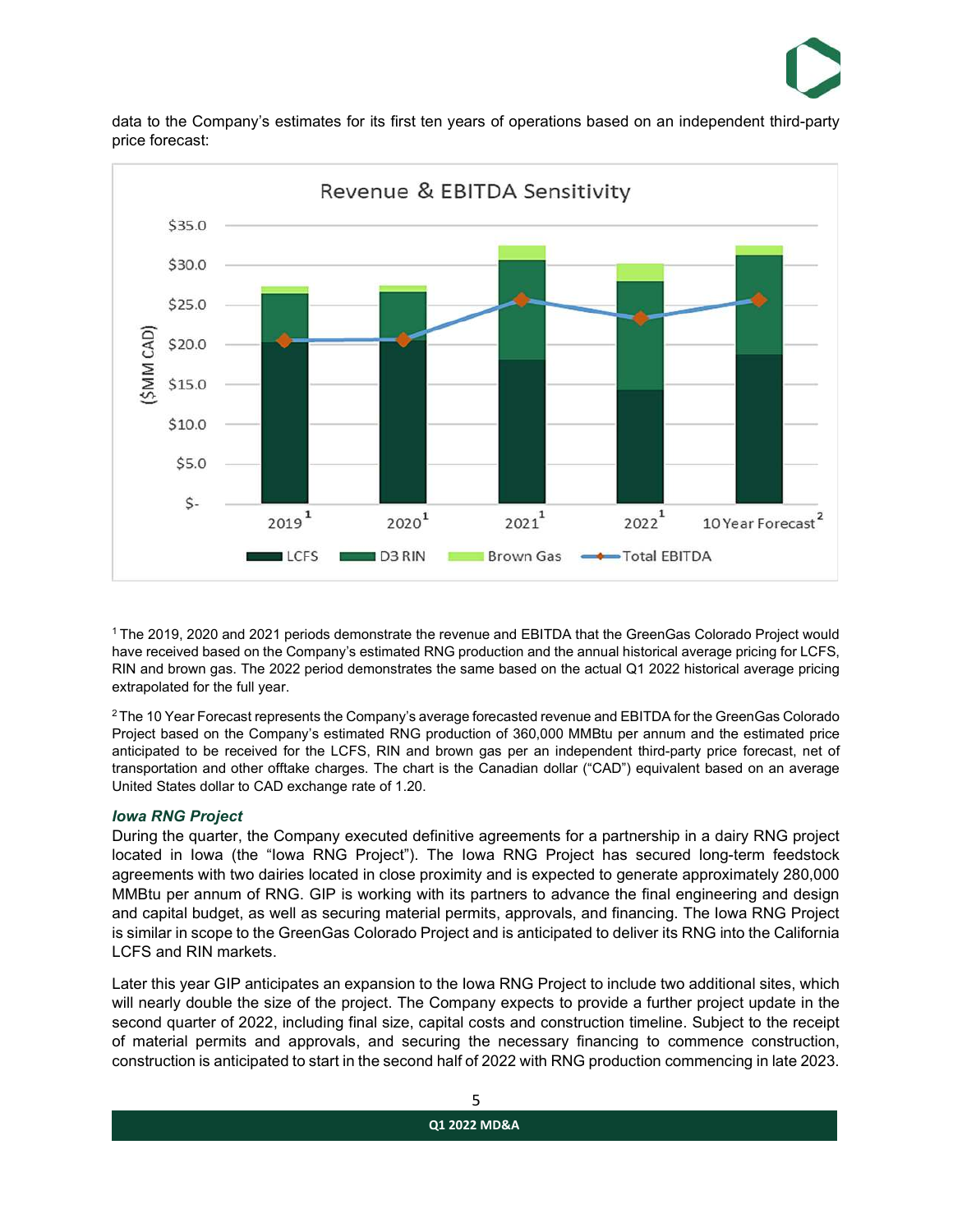data to the Company's estimates for its first ten years of operations based on an independent third-party price forecast:

Revenue & EBITDA Sensitivity

($MM CAD)

2019[1] 2020[1] 2021[1] 2022[1] 10 Year Forecast[2]

LCFS | D3 RIN | Brown Gas | Total EBITDA

[1] The 2019, 2020 and 2021 periods demonstrate the revenue and EBITDA that the GreenGas Colorado Project would have received based on the Company's estimated RNG production and the annual historical average pricing for LCFS, RIN and brown gas. The 2022 period demonstrates the same based on the actual Q1 2022 historical average pricing extrapolated for the full year.

[2] The 10 Year Forecast represents the Company's average forecasted revenue and EBITDA for the GreenGas Colorado Project based on the Company's estimated RNG production of 360,000 MMBtu per annum and the estimated price anticipated to be received for the LCFS, RIN and brown gas per an independent third-party price forecast, net of transportation and other offtake charges. The chart is the Canadian dollar ("CAD") equivalent based on an average United States dollar to CAD exchange rate of 1.20.

### *Iowa RNG Project*

During the quarter, the Company executed definitive agreements for a partnership in a dairy RNG project located in Iowa (the "Iowa RNG Project"). The Iowa RNG Project has secured long-term feedstock agreements with two dairies located in close proximity and is expected to generate approximately 280,000 MMBtu per annum of RNG. GIP is working with its partners to advance the final engineering and design and capital budget, as well as securing material permits, approvals, and financing. The Iowa RNG Project is similar in scope to the GreenGas Colorado Project and is anticipated to deliver its RNG into the California LCFS and RIN markets.

Later this year GIP anticipates an expansion to the Iowa RNG Project to include two additional sites, which will nearly double the size of the project. The Company expects to provide a further project update in the second quarter of 2022, including final size, capital costs and construction timeline. Subject to the receipt of material permits and approvals, and securing the necessary financing to commence construction, construction is anticipated to start in the second half of 2022 with RNG production commencing in late 2023.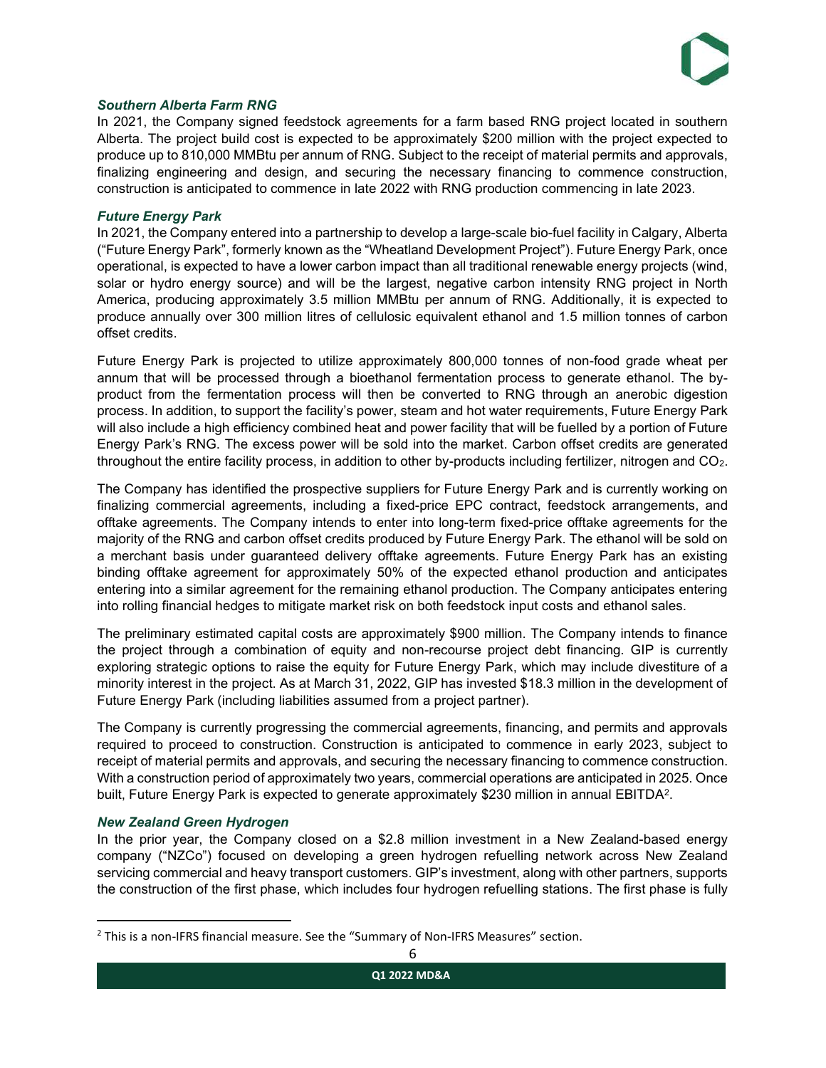### *Southern Alberta Farm RNG*

In 2021, the Company signed feedstock agreements for a farm based RNG project located in southern Alberta. The project build cost is expected to be approximately $200 million with the project expected to produce up to 810,000 MMBtu per annum of RNG. Subject to the receipt of material permits and approvals, finalizing engineering and design, and securing the necessary financing to commence construction, construction is anticipated to commence in late 2022 with RNG production commencing in late 2023.

### *Future Energy Park*

In 2021, the Company entered into a partnership to develop a large-scale bio-fuel facility in Calgary, Alberta ("Future Energy Park", formerly known as the "Wheatland Development Project"). Future Energy Park, once operational, is expected to have a lower carbon impact than all traditional renewable energy projects (wind, solar or hydro energy source) and will be the largest, negative carbon intensity RNG project in North America, producing approximately 3.5 million MMBtu per annum of RNG. Additionally, it is expected to produce annually over 300 million litres of cellulosic equivalent ethanol and 1.5 million tonnes of carbon offset credits.

Future Energy Park is projected to utilize approximately 800,000 tonnes of non-food grade wheat per annum that will be processed through a bioethanol fermentation process to generate ethanol. The by-product from the fermentation process will then be converted to RNG through an anerobic digestion process. In addition, to support the facility's power, steam and hot water requirements, Future Energy Park will also include a high efficiency combined heat and power facility that will be fuelled by a portion of Future Energy Park's RNG. The excess power will be sold into the market. Carbon offset credits are generated throughout the entire facility process, in addition to other by-products including fertilizer, nitrogen and $CO_2$.

The Company has identified the prospective suppliers for Future Energy Park and is currently working on finalizing commercial agreements, including a fixed-price EPC contract, feedstock arrangements, and offtake agreements. The Company intends to enter into long-term fixed-price offtake agreements for the majority of the RNG and carbon offset credits produced by Future Energy Park. The ethanol will be sold on a merchant basis under guaranteed delivery offtake agreements. Future Energy Park has an existing binding offtake agreement for approximately 50% of the expected ethanol production and anticipates entering into a similar agreement for the remaining ethanol production. The Company anticipates entering into rolling financial hedges to mitigate market risk on both feedstock input costs and ethanol sales.

The preliminary estimated capital costs are approximately $900 million. The Company intends to finance the project through a combination of equity and non-recourse project debt financing. GIP is currently exploring strategic options to raise the equity for Future Energy Park, which may include divestiture of a minority interest in the project. As at March 31, 2022, GIP has invested $18.3 million in the development of Future Energy Park (including liabilities assumed from a project partner).

The Company is currently progressing the commercial agreements, financing, and permits and approvals required to proceed to construction. Construction is anticipated to commence in early 2023, subject to receipt of material permits and approvals, and securing the necessary financing to commence construction. With a construction period of approximately two years, commercial operations are anticipated in 2025. Once built, Future Energy Park is expected to generate approximately $230 million in annual EBITDA[2].

### *New Zealand Green Hydrogen*

In the prior year, the Company closed on a $2.8 million investment in a New Zealand-based energy company ("NZCo") focused on developing a green hydrogen refuelling network across New Zealand servicing commercial and heavy transport customers. GIP's investment, along with other partners, supports the construction of the first phase, which includes four hydrogen refuelling stations. The first phase is fully

[2] This is a non-IFRS financial measure. See the "Summary of Non-IFRS Measures" section.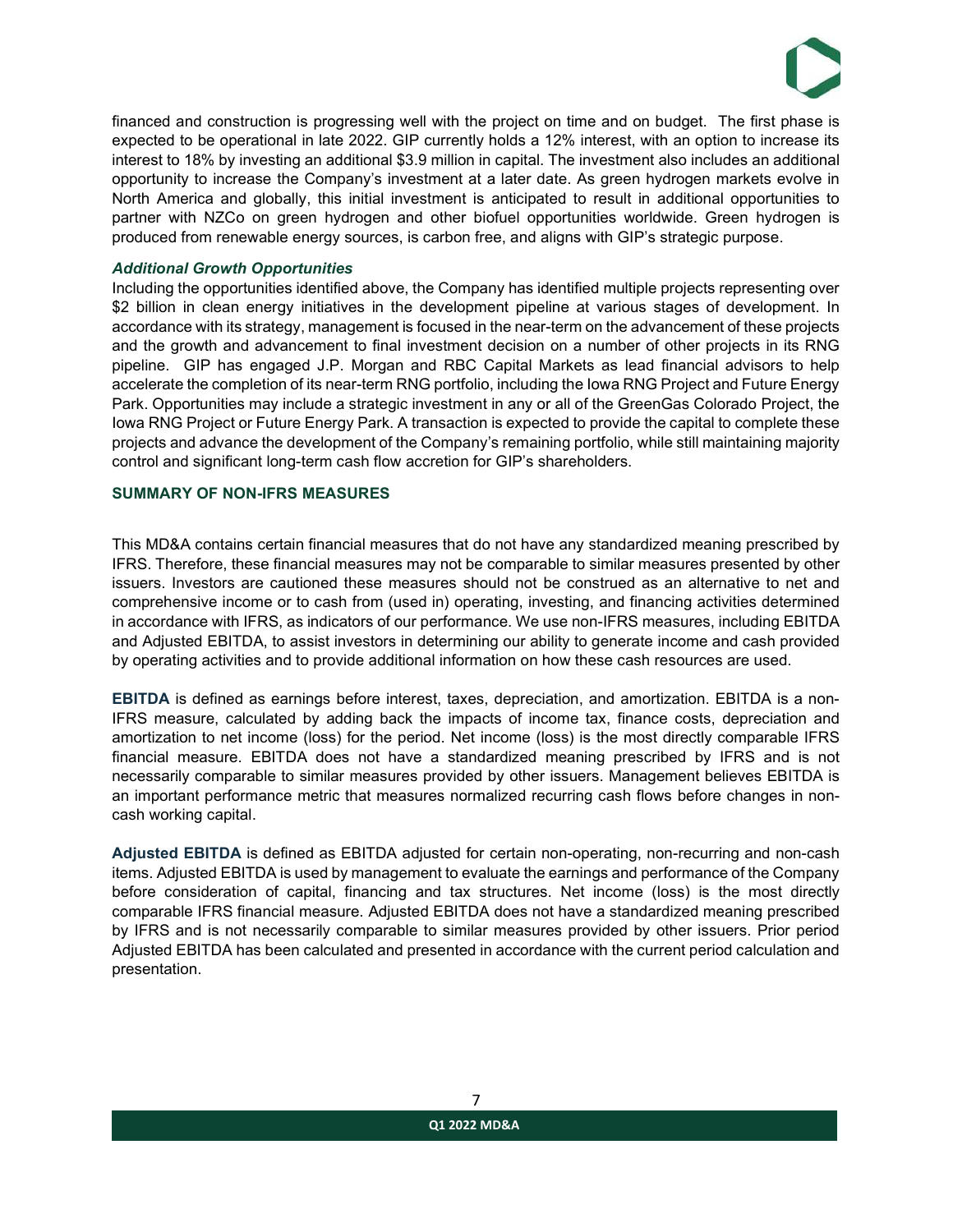financed and construction is progressing well with the project on time and on budget. The first phase is expected to be operational in late 2022. GIP currently holds a 12% interest, with an option to increase its interest to 18% by investing an additional $3.9 million in capital. The investment also includes an additional opportunity to increase the Company's investment at a later date. As green hydrogen markets evolve in North America and globally, this initial investment is anticipated to result in additional opportunities to partner with NZCo on green hydrogen and other biofuel opportunities worldwide. Green hydrogen is produced from renewable energy sources, is carbon free, and aligns with GIP's strategic purpose.

### *Additional Growth Opportunities*

Including the opportunities identified above, the Company has identified multiple projects representing over $2 billion in clean energy initiatives in the development pipeline at various stages of development. In accordance with its strategy, management is focused in the near-term on the advancement of these projects and the growth and advancement to final investment decision on a number of other projects in its RNG pipeline. GIP has engaged J.P. Morgan and RBC Capital Markets as lead financial advisors to help accelerate the completion of its near-term RNG portfolio, including the Iowa RNG Project and Future Energy Park. Opportunities may include a strategic investment in any or all of the GreenGas Colorado Project, the Iowa RNG Project or Future Energy Park. A transaction is expected to provide the capital to complete these projects and advance the development of the Company's remaining portfolio, while still maintaining majority control and significant long-term cash flow accretion for GIP's shareholders.

## SUMMARY OF NON-IFRS MEASURES

This MD&A contains certain financial measures that do not have any standardized meaning prescribed by IFRS. Therefore, these financial measures may not be comparable to similar measures presented by other issuers. Investors are cautioned these measures should not be construed as an alternative to net and comprehensive income or to cash from (used in) operating, investing, and financing activities determined in accordance with IFRS, as indicators of our performance. We use non-IFRS measures, including EBITDA and Adjusted EBITDA, to assist investors in determining our ability to generate income and cash provided by operating activities and to provide additional information on how these cash resources are used.

**EBITDA** is defined as earnings before interest, taxes, depreciation, and amortization. EBITDA is a non-IFRS measure, calculated by adding back the impacts of income tax, finance costs, depreciation and amortization to net income (loss) for the period. Net income (loss) is the most directly comparable IFRS financial measure. EBITDA does not have a standardized meaning prescribed by IFRS and is not necessarily comparable to similar measures provided by other issuers. Management believes EBITDA is an important performance metric that measures normalized recurring cash flows before changes in non-cash working capital.

**Adjusted EBITDA** is defined as EBITDA adjusted for certain non-operating, non-recurring and non-cash items. Adjusted EBITDA is used by management to evaluate the earnings and performance of the Company before consideration of capital, financing and tax structures. Net income (loss) is the most directly comparable IFRS financial measure. Adjusted EBITDA does not have a standardized meaning prescribed by IFRS and is not necessarily comparable to similar measures provided by other issuers. Prior period Adjusted EBITDA has been calculated and presented in accordance with the current period calculation and presentation.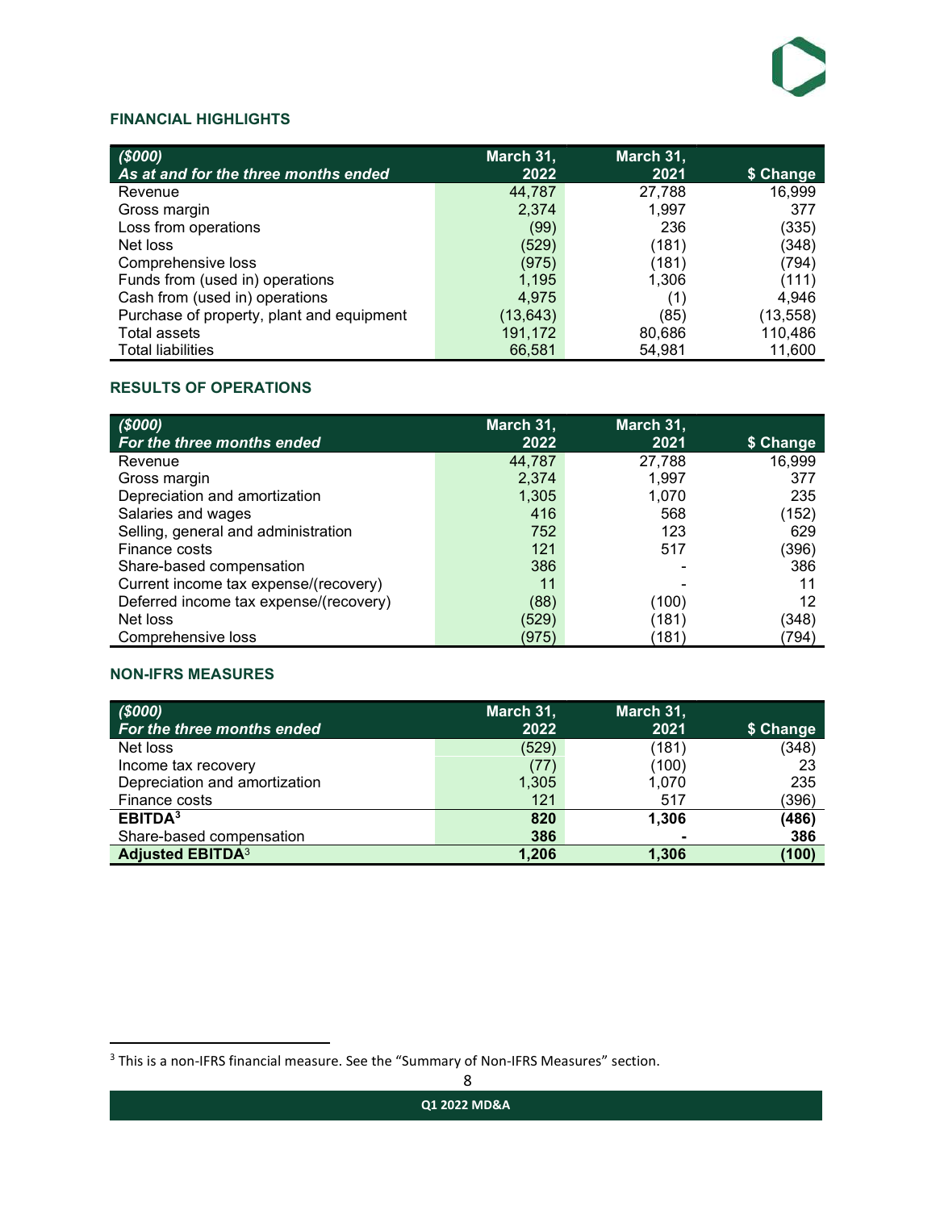## FINANCIAL HIGHLIGHTS

| *($000)* *As at and for the three months ended* | March 31, 2022 | March 31, 2021 | $ Change |
|---|---|---|---|
| Revenue | 44,787 | 27,788 | 16,999 |
| Gross margin | 2,374 | 1,997 | 377 |
| Loss from operations | (99) | 236 | (335) |
| Net loss | (529) | (181) | (348) |
| Comprehensive loss | (975) | (181) | (794) |
| Funds from (used in) operations | 1,195 | 1,306 | (111) |
| Cash from (used in) operations | 4,975 | (1) | 4,946 |
| Purchase of property, plant and equipment | (13,643) | (85) | (13,558) |
| Total assets | 191,172 | 80,686 | 110,486 |
| Total liabilities | 66,581 | 54,981 | 11,600 |

## RESULTS OF OPERATIONS

| *($000)* *For the three months ended* | March 31, 2022 | March 31, 2021 | $ Change |
|---|---|---|---|
| Revenue | 44,787 | 27,788 | 16,999 |
| Gross margin | 2,374 | 1,997 | 377 |
| Depreciation and amortization | 1,305 | 1,070 | 235 |
| Salaries and wages | 416 | 568 | (152) |
| Selling, general and administration | 752 | 123 | 629 |
| Finance costs | 121 | 517 | (396) |
| Share-based compensation | 386 | - | 386 |
| Current income tax expense/(recovery) | 11 | - | 11 |
| Deferred income tax expense/(recovery) | (88) | (100) | 12 |
| Net loss | (529) | (181) | (348) |
| Comprehensive loss | (975) | (181) | (794) |

## NON-IFRS MEASURES

| *($000)* *For the three months ended* | March 31, 2022 | March 31, 2021 | $ Change |
|---|---|---|---|
| Net loss | (529) | (181) | (348) |
| Income tax recovery | (77) | (100) | 23 |
| Depreciation and amortization | 1,305 | 1,070 | 235 |
| Finance costs | 121 | 517 | (396) |
| **EBITDA[3]** | **820** | **1,306** | **(486)** |
| Share-based compensation | **386** | **-** | **386** |
| **Adjusted EBITDA[3]** | **1,206** | **1,306** | **(100)** |

[3] This is a non-IFRS financial measure. See the "Summary of Non-IFRS Measures" section.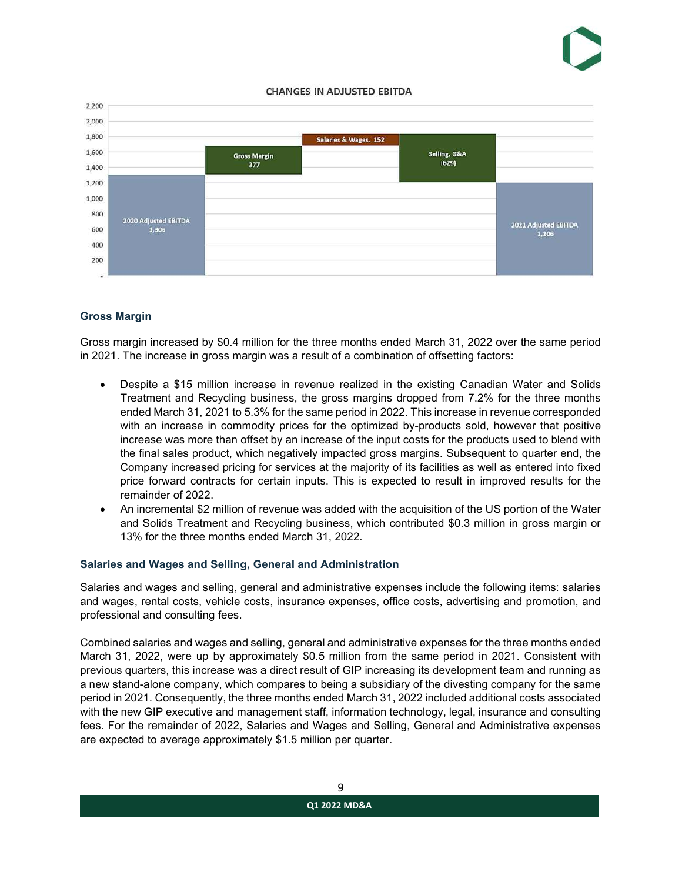CHANGES IN ADJUSTED EBITDA

| Item | Value |
|---|---|
| 2020 Adjusted EBITDA | 1,306 |
| Gross Margin | 377 |
| Salaries & Wages | 152 |
| Selling, G&A | (629) |
| 2021 Adjusted EBITDA | 1,206 |

### Gross Margin

Gross margin increased by $0.4 million for the three months ended March 31, 2022 over the same period in 2021. The increase in gross margin was a result of a combination of offsetting factors:

- Despite a $15 million increase in revenue realized in the existing Canadian Water and Solids Treatment and Recycling business, the gross margins dropped from 7.2% for the three months ended March 31, 2021 to 5.3% for the same period in 2022. This increase in revenue corresponded with an increase in commodity prices for the optimized by-products sold, however that positive increase was more than offset by an increase of the input costs for the products used to blend with the final sales product, which negatively impacted gross margins. Subsequent to quarter end, the Company increased pricing for services at the majority of its facilities as well as entered into fixed price forward contracts for certain inputs. This is expected to result in improved results for the remainder of 2022.
- An incremental $2 million of revenue was added with the acquisition of the US portion of the Water and Solids Treatment and Recycling business, which contributed $0.3 million in gross margin or 13% for the three months ended March 31, 2022.

### Salaries and Wages and Selling, General and Administration

Salaries and wages and selling, general and administrative expenses include the following items: salaries and wages, rental costs, vehicle costs, insurance expenses, office costs, advertising and promotion, and professional and consulting fees.

Combined salaries and wages and selling, general and administrative expenses for the three months ended March 31, 2022, were up by approximately $0.5 million from the same period in 2021. Consistent with previous quarters, this increase was a direct result of GIP increasing its development team and running as a new stand-alone company, which compares to being a subsidiary of the divesting company for the same period in 2021. Consequently, the three months ended March 31, 2022 included additional costs associated with the new GIP executive and management staff, information technology, legal, insurance and consulting fees. For the remainder of 2022, Salaries and Wages and Selling, General and Administrative expenses are expected to average approximately $1.5 million per quarter.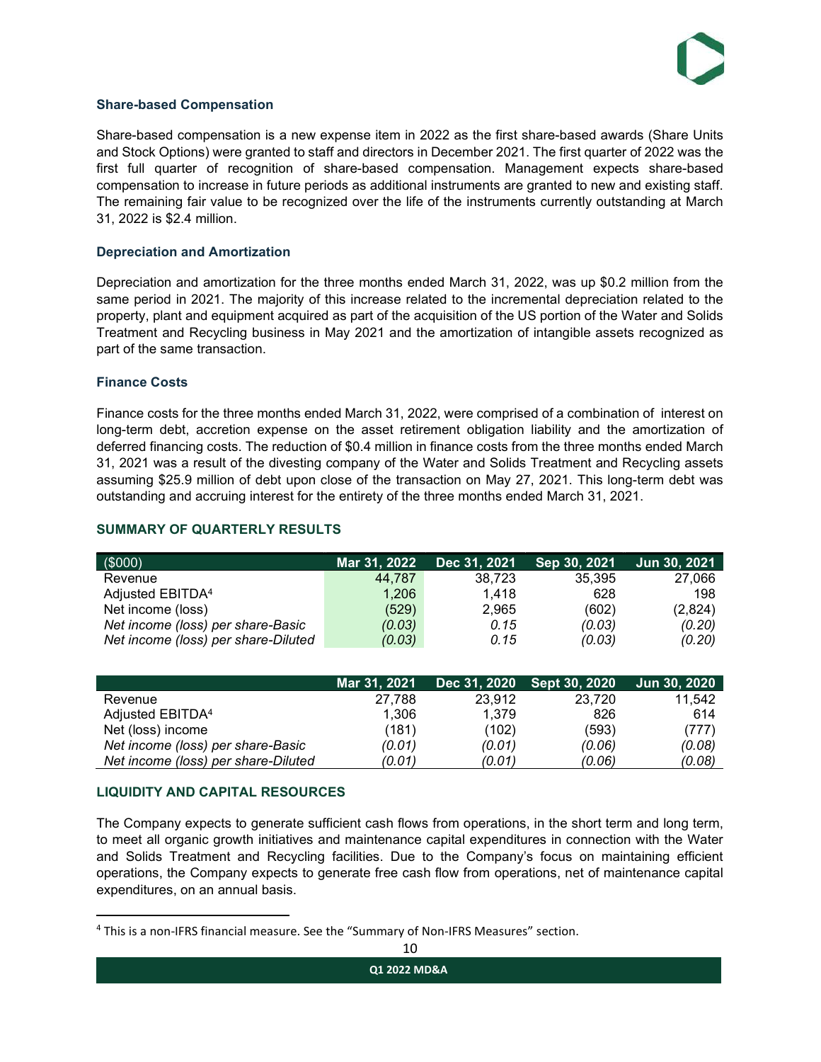### Share-based Compensation

Share-based compensation is a new expense item in 2022 as the first share-based awards (Share Units and Stock Options) were granted to staff and directors in December 2021. The first quarter of 2022 was the first full quarter of recognition of share-based compensation. Management expects share-based compensation to increase in future periods as additional instruments are granted to new and existing staff. The remaining fair value to be recognized over the life of the instruments currently outstanding at March 31, 2022 is $2.4 million.

### Depreciation and Amortization

Depreciation and amortization for the three months ended March 31, 2022, was up $0.2 million from the same period in 2021. The majority of this increase related to the incremental depreciation related to the property, plant and equipment acquired as part of the acquisition of the US portion of the Water and Solids Treatment and Recycling business in May 2021 and the amortization of intangible assets recognized as part of the same transaction.

### Finance Costs

Finance costs for the three months ended March 31, 2022, were comprised of a combination of interest on long-term debt, accretion expense on the asset retirement obligation liability and the amortization of deferred financing costs. The reduction of $0.4 million in finance costs from the three months ended March 31, 2021 was a result of the divesting company of the Water and Solids Treatment and Recycling assets assuming $25.9 million of debt upon close of the transaction on May 27, 2021. This long-term debt was outstanding and accruing interest for the entirety of the three months ended March 31, 2021.

## SUMMARY OF QUARTERLY RESULTS

| ($000) | Mar 31, 2022 | Dec 31, 2021 | Sep 30, 2021 | Jun 30, 2021 |
|---|---|---|---|---|
| Revenue | 44,787 | 38,723 | 35,395 | 27,066 |
| Adjusted EBITDA[4] | 1,206 | 1,418 | 628 | 198 |
| Net income (loss) | (529) | 2,965 | (602) | (2,824) |
| *Net income (loss) per share-Basic* | *(0.03)* | *0.15* | *(0.03)* | *(0.20)* |
| *Net income (loss) per share-Diluted* | *(0.03)* | *0.15* | *(0.03)* | *(0.20)* |

| | Mar 31, 2021 | Dec 31, 2020 | Sept 30, 2020 | Jun 30, 2020 |
|---|---|---|---|---|
| Revenue | 27,788 | 23,912 | 23,720 | 11,542 |
| Adjusted EBITDA[4] | 1,306 | 1,379 | 826 | 614 |
| Net (loss) income | (181) | (102) | (593) | (777) |
| *Net income (loss) per share-Basic* | *(0.01)* | *(0.01)* | *(0.06)* | *(0.08)* |
| *Net income (loss) per share-Diluted* | *(0.01)* | *(0.01)* | *(0.06)* | *(0.08)* |

## LIQUIDITY AND CAPITAL RESOURCES

The Company expects to generate sufficient cash flows from operations, in the short term and long term, to meet all organic growth initiatives and maintenance capital expenditures in connection with the Water and Solids Treatment and Recycling facilities. Due to the Company's focus on maintaining efficient operations, the Company expects to generate free cash flow from operations, net of maintenance capital expenditures, on an annual basis.

[4] This is a non-IFRS financial measure. See the "Summary of Non-IFRS Measures" section.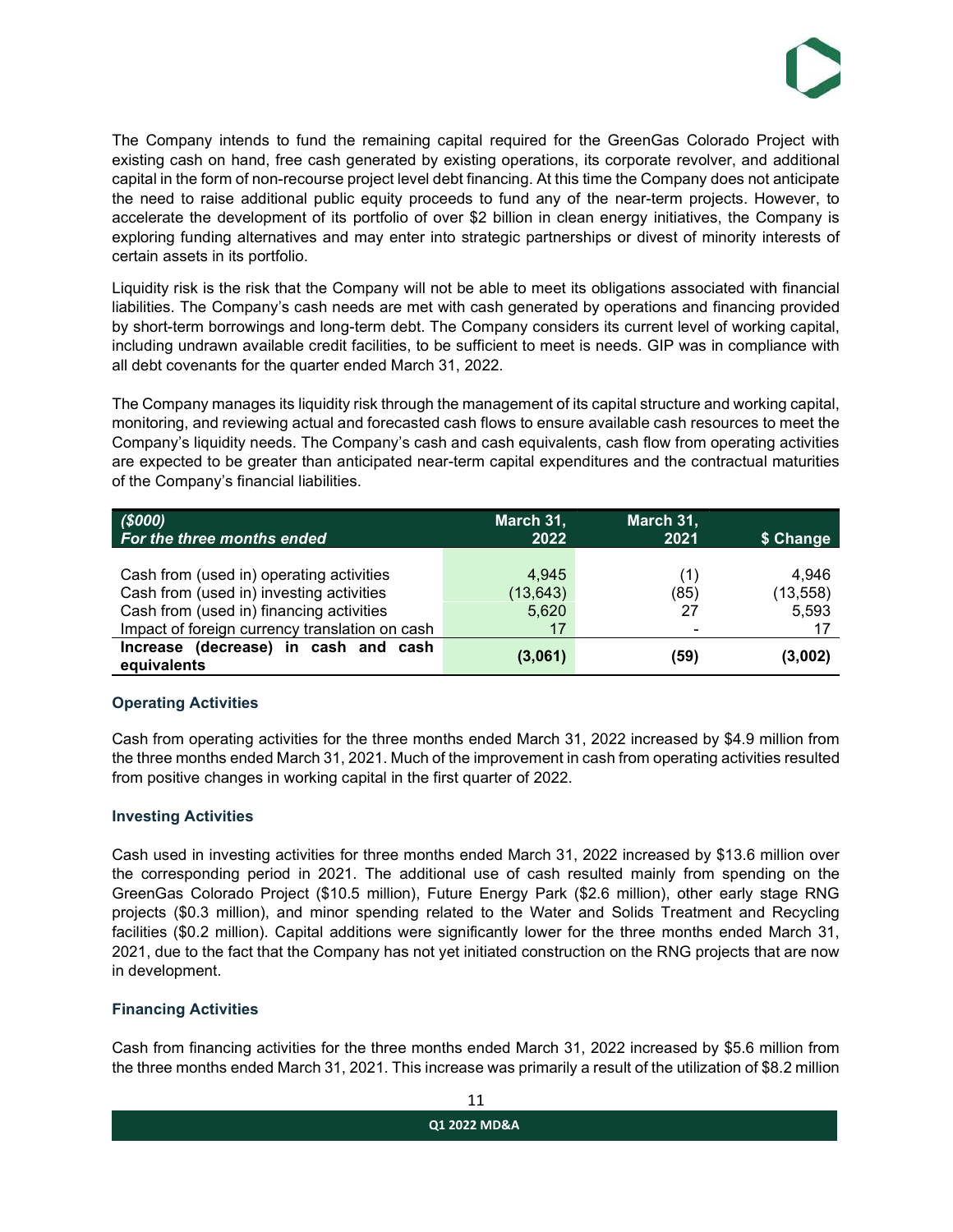The Company intends to fund the remaining capital required for the GreenGas Colorado Project with existing cash on hand, free cash generated by existing operations, its corporate revolver, and additional capital in the form of non-recourse project level debt financing. At this time the Company does not anticipate the need to raise additional public equity proceeds to fund any of the near-term projects. However, to accelerate the development of its portfolio of over $2 billion in clean energy initiatives, the Company is exploring funding alternatives and may enter into strategic partnerships or divest of minority interests of certain assets in its portfolio.

Liquidity risk is the risk that the Company will not be able to meet its obligations associated with financial liabilities. The Company's cash needs are met with cash generated by operations and financing provided by short-term borrowings and long-term debt. The Company considers its current level of working capital, including undrawn available credit facilities, to be sufficient to meet is needs. GIP was in compliance with all debt covenants for the quarter ended March 31, 2022.

The Company manages its liquidity risk through the management of its capital structure and working capital, monitoring, and reviewing actual and forecasted cash flows to ensure available cash resources to meet the Company's liquidity needs. The Company's cash and cash equivalents, cash flow from operating activities are expected to be greater than anticipated near-term capital expenditures and the contractual maturities of the Company's financial liabilities.

| *($000)* *For the three months ended* | March 31, 2022 | March 31, 2021 | $ Change |
|---|---|---|---|
| Cash from (used in) operating activities | 4,945 | (1) | 4,946 |
| Cash from (used in) investing activities | (13,643) | (85) | (13,558) |
| Cash from (used in) financing activities | 5,620 | 27 | 5,593 |
| Impact of foreign currency translation on cash | 17 | - | 17 |
| **Increase (decrease) in cash and cash equivalents** | **(3,061)** | **(59)** | **(3,002)** |

### Operating Activities

Cash from operating activities for the three months ended March 31, 2022 increased by $4.9 million from the three months ended March 31, 2021. Much of the improvement in cash from operating activities resulted from positive changes in working capital in the first quarter of 2022.

### Investing Activities

Cash used in investing activities for three months ended March 31, 2022 increased by $13.6 million over the corresponding period in 2021. The additional use of cash resulted mainly from spending on the GreenGas Colorado Project ($10.5 million), Future Energy Park ($2.6 million), other early stage RNG projects ($0.3 million), and minor spending related to the Water and Solids Treatment and Recycling facilities ($0.2 million). Capital additions were significantly lower for the three months ended March 31, 2021, due to the fact that the Company has not yet initiated construction on the RNG projects that are now in development.

### Financing Activities

Cash from financing activities for the three months ended March 31, 2022 increased by $5.6 million from the three months ended March 31, 2021. This increase was primarily a result of the utilization of $8.2 million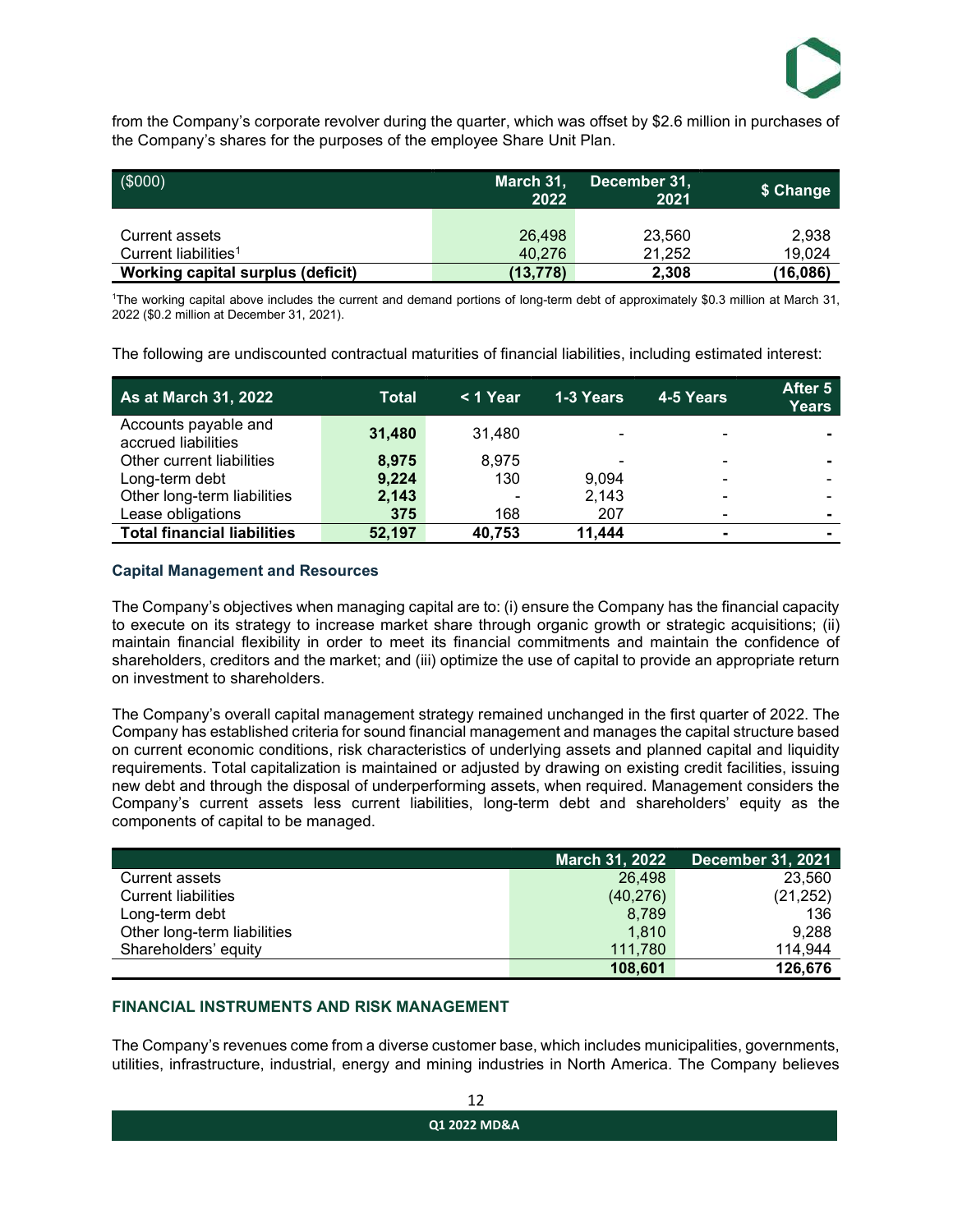from the Company's corporate revolver during the quarter, which was offset by $2.6 million in purchases of the Company's shares for the purposes of the employee Share Unit Plan.

| ($000) | March 31, 2022 | December 31, 2021 | $ Change |
|---|---|---|---|
| Current assets | 26,498 | 23,560 | 2,938 |
| Current liabilities[1] | 40,276 | 21,252 | 19,024 |
| **Working capital surplus (deficit)** | **(13,778)** | **2,308** | **(16,086)** |

[1]The working capital above includes the current and demand portions of long-term debt of approximately $0.3 million at March 31, 2022 ($0.2 million at December 31, 2021).

The following are undiscounted contractual maturities of financial liabilities, including estimated interest:

| As at March 31, 2022 | Total | < 1 Year | 1-3 Years | 4-5 Years | After 5 Years |
|---|---|---|---|---|---|
| Accounts payable and accrued liabilities | **31,480** | 31,480 | - | - | - |
| Other current liabilities | **8,975** | 8,975 | - | - | - |
| Long-term debt | **9,224** | 130 | 9,094 | - | - |
| Other long-term liabilities | **2,143** | - | 2,143 | - | - |
| Lease obligations | **375** | 168 | 207 | - | - |
| **Total financial liabilities** | **52,197** | **40,753** | **11,444** | **-** | **-** |

### Capital Management and Resources

The Company's objectives when managing capital are to: (i) ensure the Company has the financial capacity to execute on its strategy to increase market share through organic growth or strategic acquisitions; (ii) maintain financial flexibility in order to meet its financial commitments and maintain the confidence of shareholders, creditors and the market; and (iii) optimize the use of capital to provide an appropriate return on investment to shareholders.

The Company's overall capital management strategy remained unchanged in the first quarter of 2022. The Company has established criteria for sound financial management and manages the capital structure based on current economic conditions, risk characteristics of underlying assets and planned capital and liquidity requirements. Total capitalization is maintained or adjusted by drawing on existing credit facilities, issuing new debt and through the disposal of underperforming assets, when required. Management considers the Company's current assets less current liabilities, long-term debt and shareholders' equity as the components of capital to be managed.

| | March 31, 2022 | December 31, 2021 |
|---|---|---|
| Current assets | 26,498 | 23,560 |
| Current liabilities | (40,276) | (21,252) |
| Long-term debt | 8,789 | 136 |
| Other long-term liabilities | 1,810 | 9,288 |
| Shareholders' equity | 111,780 | 114,944 |
| | **108,601** | **126,676** |

## FINANCIAL INSTRUMENTS AND RISK MANAGEMENT

The Company's revenues come from a diverse customer base, which includes municipalities, governments, utilities, infrastructure, industrial, energy and mining industries in North America. The Company believes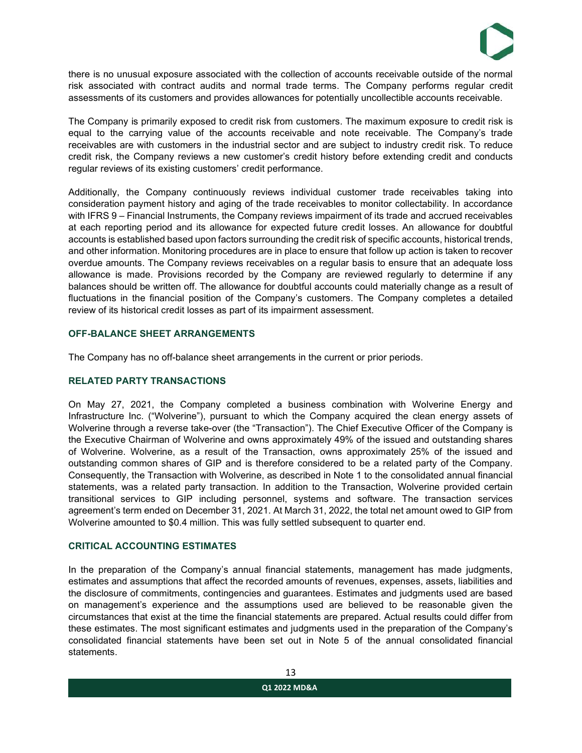there is no unusual exposure associated with the collection of accounts receivable outside of the normal risk associated with contract audits and normal trade terms. The Company performs regular credit assessments of its customers and provides allowances for potentially uncollectible accounts receivable.

The Company is primarily exposed to credit risk from customers. The maximum exposure to credit risk is equal to the carrying value of the accounts receivable and note receivable. The Company's trade receivables are with customers in the industrial sector and are subject to industry credit risk. To reduce credit risk, the Company reviews a new customer's credit history before extending credit and conducts regular reviews of its existing customers' credit performance.

Additionally, the Company continuously reviews individual customer trade receivables taking into consideration payment history and aging of the trade receivables to monitor collectability. In accordance with IFRS 9 – Financial Instruments, the Company reviews impairment of its trade and accrued receivables at each reporting period and its allowance for expected future credit losses. An allowance for doubtful accounts is established based upon factors surrounding the credit risk of specific accounts, historical trends, and other information. Monitoring procedures are in place to ensure that follow up action is taken to recover overdue amounts. The Company reviews receivables on a regular basis to ensure that an adequate loss allowance is made. Provisions recorded by the Company are reviewed regularly to determine if any balances should be written off. The allowance for doubtful accounts could materially change as a result of fluctuations in the financial position of the Company's customers. The Company completes a detailed review of its historical credit losses as part of its impairment assessment.

## OFF-BALANCE SHEET ARRANGEMENTS

The Company has no off-balance sheet arrangements in the current or prior periods.

## RELATED PARTY TRANSACTIONS

On May 27, 2021, the Company completed a business combination with Wolverine Energy and Infrastructure Inc. ("Wolverine"), pursuant to which the Company acquired the clean energy assets of Wolverine through a reverse take-over (the "Transaction"). The Chief Executive Officer of the Company is the Executive Chairman of Wolverine and owns approximately 49% of the issued and outstanding shares of Wolverine. Wolverine, as a result of the Transaction, owns approximately 25% of the issued and outstanding common shares of GIP and is therefore considered to be a related party of the Company. Consequently, the Transaction with Wolverine, as described in Note 1 to the consolidated annual financial statements, was a related party transaction. In addition to the Transaction, Wolverine provided certain transitional services to GIP including personnel, systems and software. The transaction services agreement's term ended on December 31, 2021. At March 31, 2022, the total net amount owed to GIP from Wolverine amounted to $0.4 million. This was fully settled subsequent to quarter end.

## CRITICAL ACCOUNTING ESTIMATES

In the preparation of the Company's annual financial statements, management has made judgments, estimates and assumptions that affect the recorded amounts of revenues, expenses, assets, liabilities and the disclosure of commitments, contingencies and guarantees. Estimates and judgments used are based on management's experience and the assumptions used are believed to be reasonable given the circumstances that exist at the time the financial statements are prepared. Actual results could differ from these estimates. The most significant estimates and judgments used in the preparation of the Company's consolidated financial statements have been set out in Note 5 of the annual consolidated financial statements.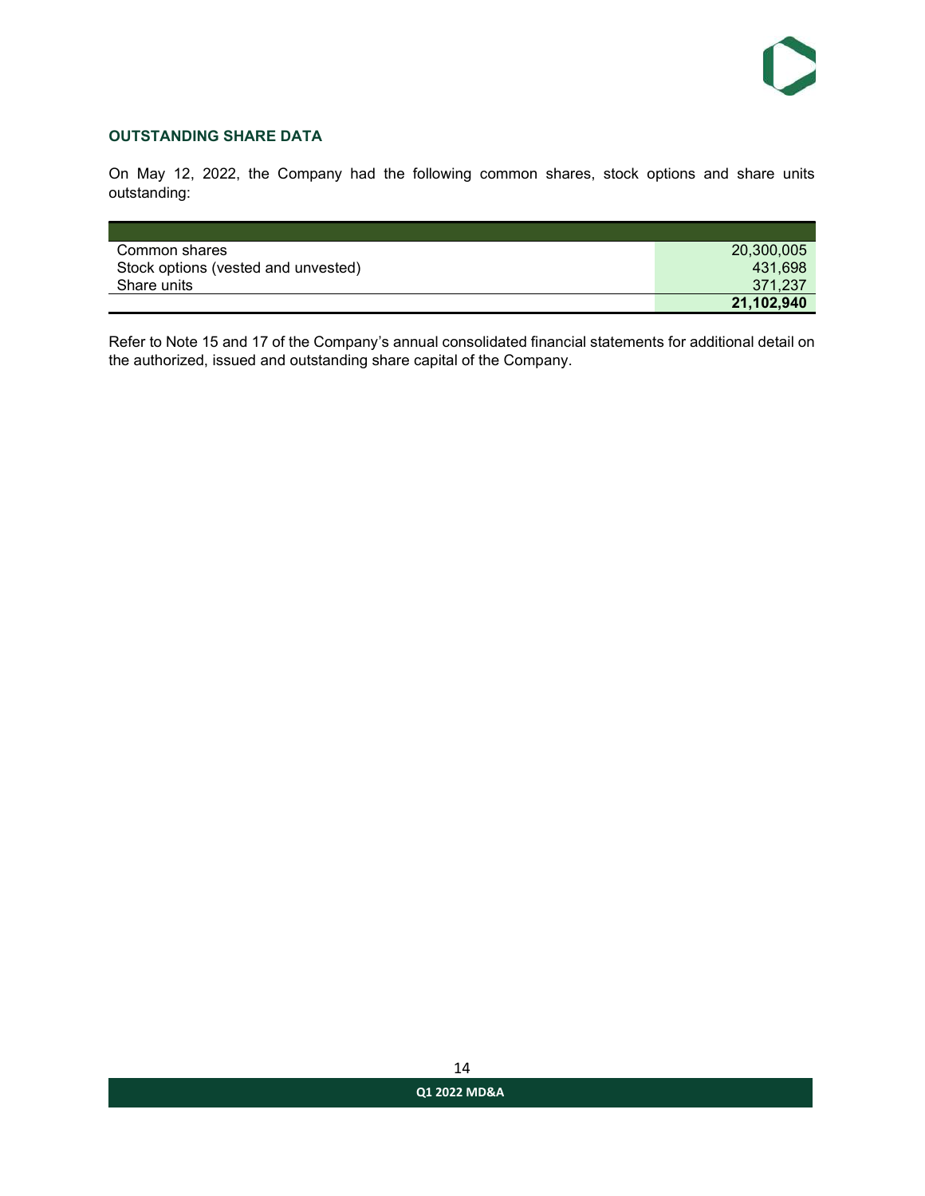## OUTSTANDING SHARE DATA

On May 12, 2022, the Company had the following common shares, stock options and share units outstanding:

| | |
|---|---|
| Common shares | 20,300,005 |
| Stock options (vested and unvested) | 431,698 |
| Share units | 371,237 |
| | **21,102,940** |

Refer to Note 15 and 17 of the Company's annual consolidated financial statements for additional detail on the authorized, issued and outstanding share capital of the Company.